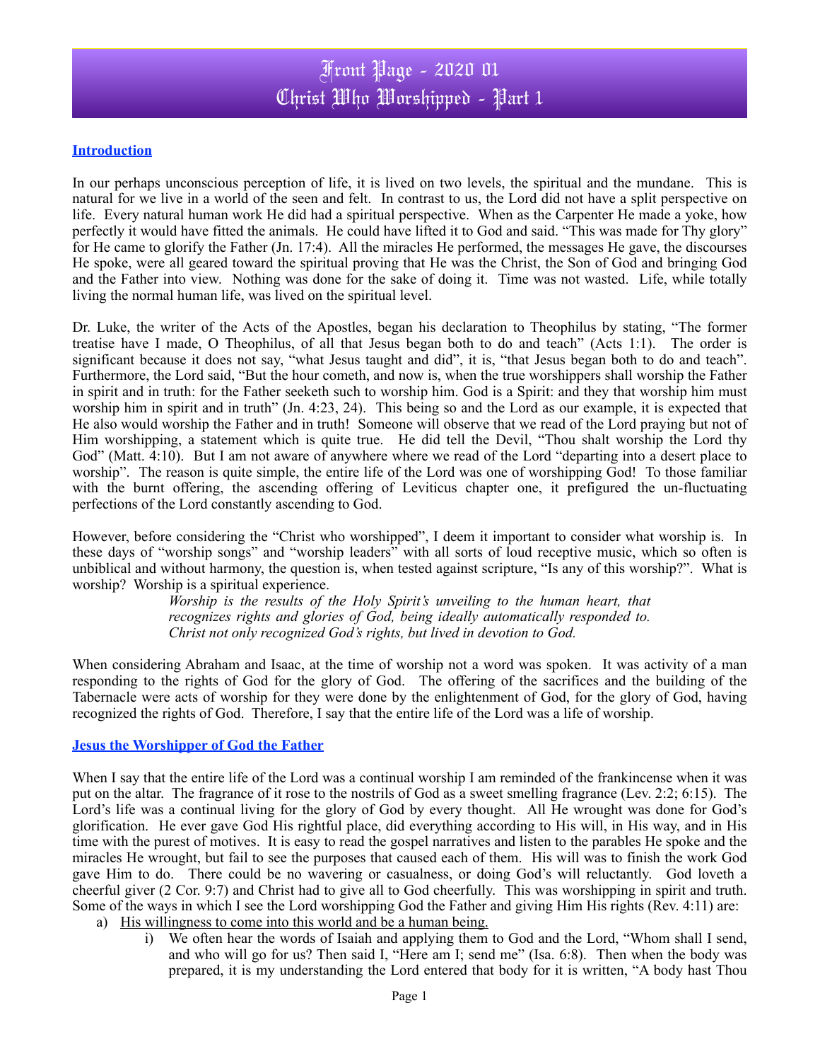# Front Page - 2020 01
# Christ Who Worshipped - Part 1

## Introduction

In our perhaps unconscious perception of life, it is lived on two levels, the spiritual and the mundane. This is natural for we live in a world of the seen and felt. In contrast to us, the Lord did not have a split perspective on life. Every natural human work He did had a spiritual perspective. When as the Carpenter He made a yoke, how perfectly it would have fitted the animals. He could have lifted it to God and said. "This was made for Thy glory" for He came to glorify the Father (Jn. 17:4). All the miracles He performed, the messages He gave, the discourses He spoke, were all geared toward the spiritual proving that He was the Christ, the Son of God and bringing God and the Father into view. Nothing was done for the sake of doing it. Time was not wasted. Life, while totally living the normal human life, was lived on the spiritual level.

Dr. Luke, the writer of the Acts of the Apostles, began his declaration to Theophilus by stating, "The former treatise have I made, O Theophilus, of all that Jesus began both to do and teach" (Acts 1:1). The order is significant because it does not say, "what Jesus taught and did", it is, "that Jesus began both to do and teach". Furthermore, the Lord said, "But the hour cometh, and now is, when the true worshippers shall worship the Father in spirit and in truth: for the Father seeketh such to worship him. God is a Spirit: and they that worship him must worship him in spirit and in truth" (Jn. 4:23, 24). This being so and the Lord as our example, it is expected that He also would worship the Father and in truth! Someone will observe that we read of the Lord praying but not of Him worshipping, a statement which is quite true. He did tell the Devil, "Thou shalt worship the Lord thy God" (Matt. 4:10). But I am not aware of anywhere where we read of the Lord "departing into a desert place to worship". The reason is quite simple, the entire life of the Lord was one of worshipping God! To those familiar with the burnt offering, the ascending offering of Leviticus chapter one, it prefigured the un-fluctuating perfections of the Lord constantly ascending to God.

However, before considering the "Christ who worshipped", I deem it important to consider what worship is. In these days of "worship songs" and "worship leaders" with all sorts of loud receptive music, which so often is unbiblical and without harmony, the question is, when tested against scripture, "Is any of this worship?". What is worship? Worship is a spiritual experience.

> *Worship is the results of the Holy Spirit's unveiling to the human heart, that recognizes rights and glories of God, being ideally automatically responded to. Christ not only recognized God's rights, but lived in devotion to God.*

When considering Abraham and Isaac, at the time of worship not a word was spoken. It was activity of a man responding to the rights of God for the glory of God. The offering of the sacrifices and the building of the Tabernacle were acts of worship for they were done by the enlightenment of God, for the glory of God, having recognized the rights of God. Therefore, I say that the entire life of the Lord was a life of worship.

## Jesus the Worshipper of God the Father

When I say that the entire life of the Lord was a continual worship I am reminded of the frankincense when it was put on the altar. The fragrance of it rose to the nostrils of God as a sweet smelling fragrance (Lev. 2:2; 6:15). The Lord's life was a continual living for the glory of God by every thought. All He wrought was done for God's glorification. He ever gave God His rightful place, did everything according to His will, in His way, and in His time with the purest of motives. It is easy to read the gospel narratives and listen to the parables He spoke and the miracles He wrought, but fail to see the purposes that caused each of them. His will was to finish the work God gave Him to do. There could be no wavering or casualness, or doing God's will reluctantly. God loveth a cheerful giver (2 Cor. 9:7) and Christ had to give all to God cheerfully. This was worshipping in spirit and truth. Some of the ways in which I see the Lord worshipping God the Father and giving Him His rights (Rev. 4:11) are:

a) <u>His willingness to come into this world and be a human being.</u>
   i) We often hear the words of Isaiah and applying them to God and the Lord, "Whom shall I send, and who will go for us? Then said I, "Here am I; send me" (Isa. 6:8). Then when the body was prepared, it is my understanding the Lord entered that body for it is written, "A body hast Thou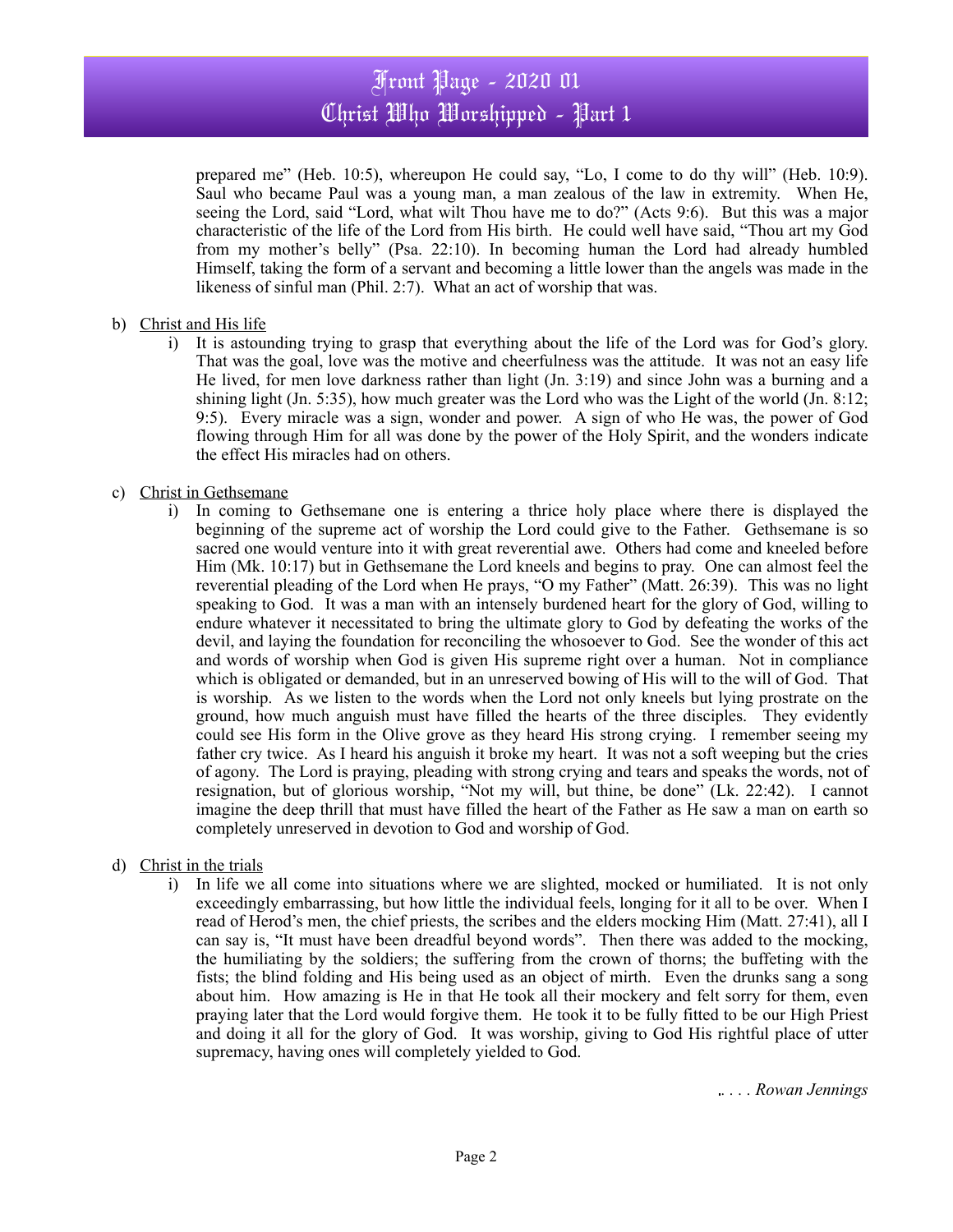prepared me" (Heb. 10:5), whereupon He could say, "Lo, I come to do thy will" (Heb. 10:9). Saul who became Paul was a young man, a man zealous of the law in extremity. When He, seeing the Lord, said "Lord, what wilt Thou have me to do?" (Acts 9:6). But this was a major characteristic of the life of the Lord from His birth. He could well have said, "Thou art my God from my mother's belly" (Psa. 22:10). In becoming human the Lord had already humbled Himself, taking the form of a servant and becoming a little lower than the angels was made in the likeness of sinful man (Phil. 2:7). What an act of worship that was.

b) <u>Christ and His life</u>

i) It is astounding trying to grasp that everything about the life of the Lord was for God's glory. That was the goal, love was the motive and cheerfulness was the attitude. It was not an easy life He lived, for men love darkness rather than light (Jn. 3:19) and since John was a burning and a shining light (Jn. 5:35), how much greater was the Lord who was the Light of the world (Jn. 8:12; 9:5). Every miracle was a sign, wonder and power. A sign of who He was, the power of God flowing through Him for all was done by the power of the Holy Spirit, and the wonders indicate the effect His miracles had on others.

c) <u>Christ in Gethsemane</u>

i) In coming to Gethsemane one is entering a thrice holy place where there is displayed the beginning of the supreme act of worship the Lord could give to the Father. Gethsemane is so sacred one would venture into it with great reverential awe. Others had come and kneeled before Him (Mk. 10:17) but in Gethsemane the Lord kneels and begins to pray. One can almost feel the reverential pleading of the Lord when He prays, "O my Father" (Matt. 26:39). This was no light speaking to God. It was a man with an intensely burdened heart for the glory of God, willing to endure whatever it necessitated to bring the ultimate glory to God by defeating the works of the devil, and laying the foundation for reconciling the whosoever to God. See the wonder of this act and words of worship when God is given His supreme right over a human. Not in compliance which is obligated or demanded, but in an unreserved bowing of His will to the will of God. That is worship. As we listen to the words when the Lord not only kneels but lying prostrate on the ground, how much anguish must have filled the hearts of the three disciples. They evidently could see His form in the Olive grove as they heard His strong crying. I remember seeing my father cry twice. As I heard his anguish it broke my heart. It was not a soft weeping but the cries of agony. The Lord is praying, pleading with strong crying and tears and speaks the words, not of resignation, but of glorious worship, "Not my will, but thine, be done" (Lk. 22:42). I cannot imagine the deep thrill that must have filled the heart of the Father as He saw a man on earth so completely unreserved in devotion to God and worship of God.

d) <u>Christ in the trials</u>

i) In life we all come into situations where we are slighted, mocked or humiliated. It is not only exceedingly embarrassing, but how little the individual feels, longing for it all to be over. When I read of Herod's men, the chief priests, the scribes and the elders mocking Him (Matt. 27:41), all I can say is, "It must have been dreadful beyond words". Then there was added to the mocking, the humiliating by the soldiers; the suffering from the crown of thorns; the buffeting with the fists; the blind folding and His being used as an object of mirth. Even the drunks sang a song about him. How amazing is He in that He took all their mockery and felt sorry for them, even praying later that the Lord would forgive them. He took it to be fully fitted to be our High Priest and doing it all for the glory of God. It was worship, giving to God His rightful place of utter supremacy, having ones will completely yielded to God.

*.. . . . Rowan Jennings*